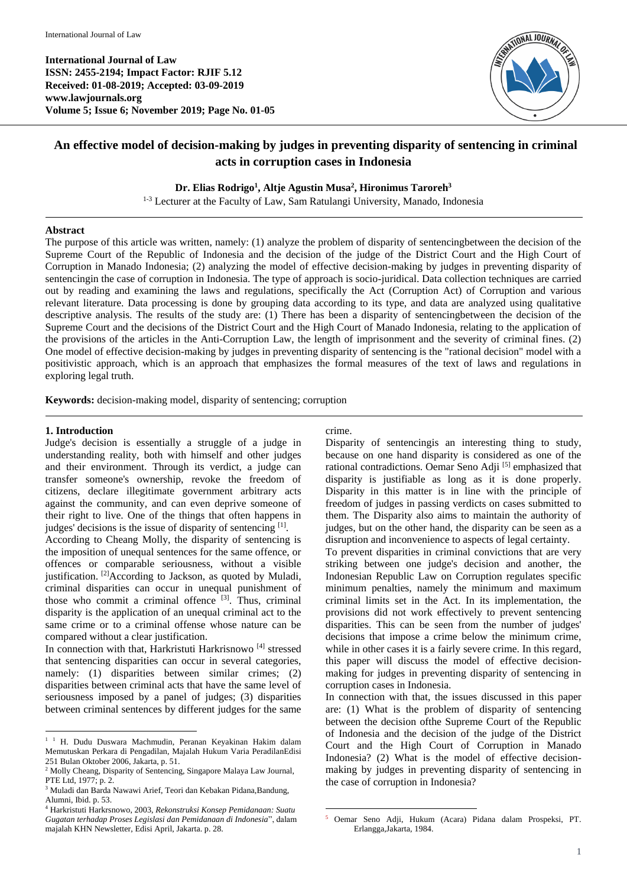International Journal of Law
**ISSN: 2455-2194; Impact Factor: RJIF 5.12**
**Received: 01-08-2019; Accepted: 03-09-2019**
**www.lawjournals.org**
**Volume 5; Issue 6; November 2019; Page No. 01-05**

# An effective model of decision-making by judges in preventing disparity of sentencing in criminal acts in corruption cases in Indonesia

**Dr. Elias Rodrigo[1], Altje Agustin Musa[2], Hironimus Taroreh[3]**

[1-3] Lecturer at the Faculty of Law, Sam Ratulangi University, Manado, Indonesia

## Abstract

The purpose of this article was written, namely: (1) analyze the problem of disparity of sentencingbetween the decision of the Supreme Court of the Republic of Indonesia and the decision of the judge of the District Court and the High Court of Corruption in Manado Indonesia; (2) analyzing the model of effective decision-making by judges in preventing disparity of sentencingin the case of corruption in Indonesia. The type of approach is socio-juridical. Data collection techniques are carried out by reading and examining the laws and regulations, specifically the Act (Corruption Act) of Corruption and various relevant literature. Data processing is done by grouping data according to its type, and data are analyzed using qualitative descriptive analysis. The results of the study are: (1) There has been a disparity of sentencingbetween the decision of the Supreme Court and the decisions of the District Court and the High Court of Manado Indonesia, relating to the application of the provisions of the articles in the Anti-Corruption Law, the length of imprisonment and the severity of criminal fines. (2) One model of effective decision-making by judges in preventing disparity of sentencing is the "rational decision" model with a positivistic approach, which is an approach that emphasizes the formal measures of the text of laws and regulations in exploring legal truth.

**Keywords:** decision-making model, disparity of sentencing; corruption

## 1. Introduction

Judge's decision is essentially a struggle of a judge in understanding reality, both with himself and other judges and their environment. Through its verdict, a judge can transfer someone's ownership, revoke the freedom of citizens, declare illegitimate government arbitrary acts against the community, and can even deprive someone of their right to live. One of the things that often happens in judges' decisions is the issue of disparity of sentencing [1].

According to Cheang Molly, the disparity of sentencing is the imposition of unequal sentences for the same offence, or offences or comparable seriousness, without a visible justification. [2]According to Jackson, as quoted by Muladi, criminal disparities can occur in unequal punishment of those who commit a criminal offence [3]. Thus, criminal disparity is the application of an unequal criminal act to the same crime or to a criminal offense whose nature can be compared without a clear justification.

In connection with that, Harkristuti Harkrisnowo [4] stressed that sentencing disparities can occur in several categories, namely: (1) disparities between similar crimes; (2) disparities between criminal acts that have the same level of seriousness imposed by a panel of judges; (3) disparities between criminal sentences by different judges for the same crime.

Disparity of sentencingis an interesting thing to study, because on one hand disparity is considered as one of the rational contradictions. Oemar Seno Adji [5] emphasized that disparity is justifiable as long as it is done properly. Disparity in this matter is in line with the principle of freedom of judges in passing verdicts on cases submitted to them. The Disparity also aims to maintain the authority of judges, but on the other hand, the disparity can be seen as a disruption and inconvenience to aspects of legal certainty.

To prevent disparities in criminal convictions that are very striking between one judge's decision and another, the Indonesian Republic Law on Corruption regulates specific minimum penalties, namely the minimum and maximum criminal limits set in the Act. In its implementation, the provisions did not work effectively to prevent sentencing disparities. This can be seen from the number of judges' decisions that impose a crime below the minimum crime, while in other cases it is a fairly severe crime. In this regard, this paper will discuss the model of effective decision-making for judges in preventing disparity of sentencing in corruption cases in Indonesia.

In connection with that, the issues discussed in this paper are: (1) What is the problem of disparity of sentencing between the decision ofthe Supreme Court of the Republic of Indonesia and the decision of the judge of the District Court and the High Court of Corruption in Manado Indonesia? (2) What is the model of effective decision-making by judges in preventing disparity of sentencing in the case of corruption in Indonesia?

---

[1] [1] H. Dudu Duswara Machmudin, Peranan Keyakinan Hakim dalam Memutuskan Perkara di Pengadilan, Majalah Hukum Varia PeradilanEdisi 251 Bulan Oktober 2006, Jakarta, p. 51.

[2] Molly Cheang, Disparity of Sentencing, Singapore Malaya Law Journal, PTE Ltd, 1977; p. 2.

[3] Muladi dan Barda Nawawi Arief, Teori dan Kebakan Pidana,Bandung, Alumni, Ibid. p. 53.

[4] Harkristuti Harkrsnowo, 2003, *Rekonstruksi Konsep Pemidanaan: Suatu Gugatan terhadap Proses Legislasi dan Pemidanaan di Indonesia*", dalam majalah KHN Newsletter, Edisi April, Jakarta. p. 28.

[5] Oemar Seno Adji, Hukum (Acara) Pidana dalam Prospeksi, PT. Erlangga,Jakarta, 1984.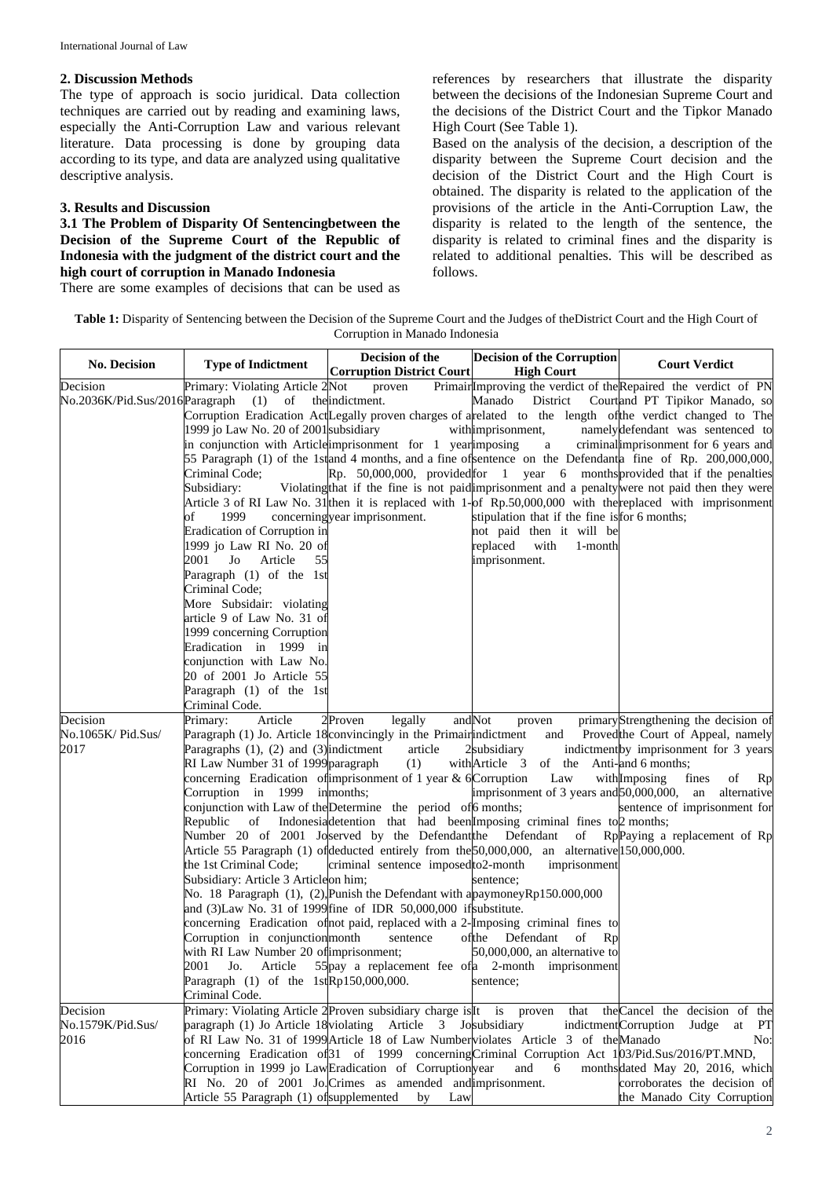## 2. Discussion Methods

The type of approach is socio juridical. Data collection techniques are carried out by reading and examining laws, especially the Anti-Corruption Law and various relevant literature. Data processing is done by grouping data according to its type, and data are analyzed using qualitative descriptive analysis.

## 3. Results and Discussion

### 3.1 The Problem of Disparity Of Sentencingbetween the Decision of the Supreme Court of the Republic of Indonesia with the judgment of the district court and the high court of corruption in Manado Indonesia

There are some examples of decisions that can be used as references by researchers that illustrate the disparity between the decisions of the Indonesian Supreme Court and the decisions of the District Court and the Tipkor Manado High Court (See Table 1).

Based on the analysis of the decision, a description of the disparity between the Supreme Court decision and the decision of the District Court and the High Court is obtained. The disparity is related to the application of the provisions of the article in the Anti-Corruption Law, the disparity is related to the length of the sentence, the disparity is related to criminal fines and the disparity is related to additional penalties. This will be described as follows.

**Table 1:** Disparity of Sentencing between the Decision of the Supreme Court and the Judges of theDistrict Court and the High Court of Corruption in Manado Indonesia

| No. Decision | Type of Indictment | Decision of the Corruption District Court | Decision of the Corruption High Court | Court Verdict |
|---|---|---|---|---|
| Decision No.2036K/Pid.Sus/2016 | Primary: Violating Article 2 Paragraph (1) of the Corruption Eradication Act 1999 jo Law No. 20 of 2001 in conjunction with Article 55 Paragraph (1) of the 1st Criminal Code; Subsidiary: Violating Article 3 of RI Law No. 31 of 1999 concerning Eradication of Corruption in 1999 jo Law RI No. 20 of 2001 Jo Article 55 Paragraph (1) of the 1st Criminal Code; More Subsidair: violating article 9 of Law No. 31 of 1999 concerning Corruption Eradication in 1999 in conjunction with Law No. 20 of 2001 Jo Article 55 Paragraph (1) of the 1st Criminal Code. | Not proven Primair indictment. Legally proven charges of a subsidiary with imprisonment for 1 year and 4 months, and a fine of Rp. 50,000,000, provided that if the fine is not paid then it is replaced with 1-year imprisonment. | Improving the verdict of the Manado District Court related to the length of imprisonment, namely imposing a criminal sentence on the Defendant for 1 year 6 months imprisonment and a penalty of Rp.50,000,000 with the stipulation that if the fine is not paid then it will be replaced with 1-month imprisonment. | Repaired the verdict of PN and PT Tipikor Manado, so the verdict changed to The defendant was sentenced to imprisonment for 6 years and a fine of Rp. 200,000,000, provided that if the penalties were not paid then they were replaced with imprisonment for 6 months; |
| Decision No.1065K/ Pid.Sus/ 2017 | Primary: Article 2 Paragraph (1) Jo. Article 18 Paragraphs (1), (2) and (3) RI Law Number 31 of 1999 concerning Eradication of Corruption in 1999 in conjunction with Law of the Republic of Indonesia Number 20 of 2001 Jo Article 55 Paragraph (1) of the 1st Criminal Code; Subsidiary: Article 3 Article No. 18 Paragraph (1), (2), and (3)Law No. 31 of 1999 concerning Eradication of Corruption in conjunction with RI Law Number 20 of 2001 Jo. Article 55 Paragraph (1) of the 1st Criminal Code. | Proven legally and convincingly in the Primair indictment article 2 paragraph (1) with imprisonment of 1 year & 6 months; Determine the period of detention that had been served by the Defendant deducted entirely from the criminal sentence imposed on him; Punish the Defendant with a fine of IDR 50,000,000 if not paid, replaced with a 2-month sentence of imprisonment; pay a replacement fee of Rp150,000,000. | Not proven primary indictment and subsidiary Article 3 of the Corruption Law with imprisonment of 3 years and 6 months; Imposing criminal fines to the Defendant of Rp 50,000,000, an alternative to 2-month imprisonment sentence; paymoney Rp150.000,000 substitute. Imposing criminal fines to the Defendant of Rp 50,000,000, an alternative to a 2-month imprisonment sentence; | Strengthening the decision of the Court of Appeal, namely Proved by imprisonment for 3 years Anti-and 6 months; Imposing fines of Rp 50,000,000, an alternative sentence of imprisonment for 2 months; Paying a replacement of Rp 150,000,000. |
| Decision No.1579K/Pid.Sus/ 2016 | Primary: Violating Article 2 paragraph (1) Jo Article 18 of RI Law No. 31 of 1999 concerning Eradication of Corruption in 1999 jo Law RI No. 20 of 2001 Jo. Article 55 Paragraph (1) of | Proven subsidiary charge is violating Article 3 Jo Article 18 of Law Number 31 of 1999 concerning Eradication of Corruption Crimes as amended and supplemented by Law | It is proven that the subsidiary indictment violates Article 3 of the Criminal Corruption Act 1 year and 6 months imprisonment. | Cancel the decision of the Corruption Judge at PT Manado No: 03/Pid.Sus/2016/PT.MND, dated May 20, 2016, which corroborates the decision of the Manado City Corruption |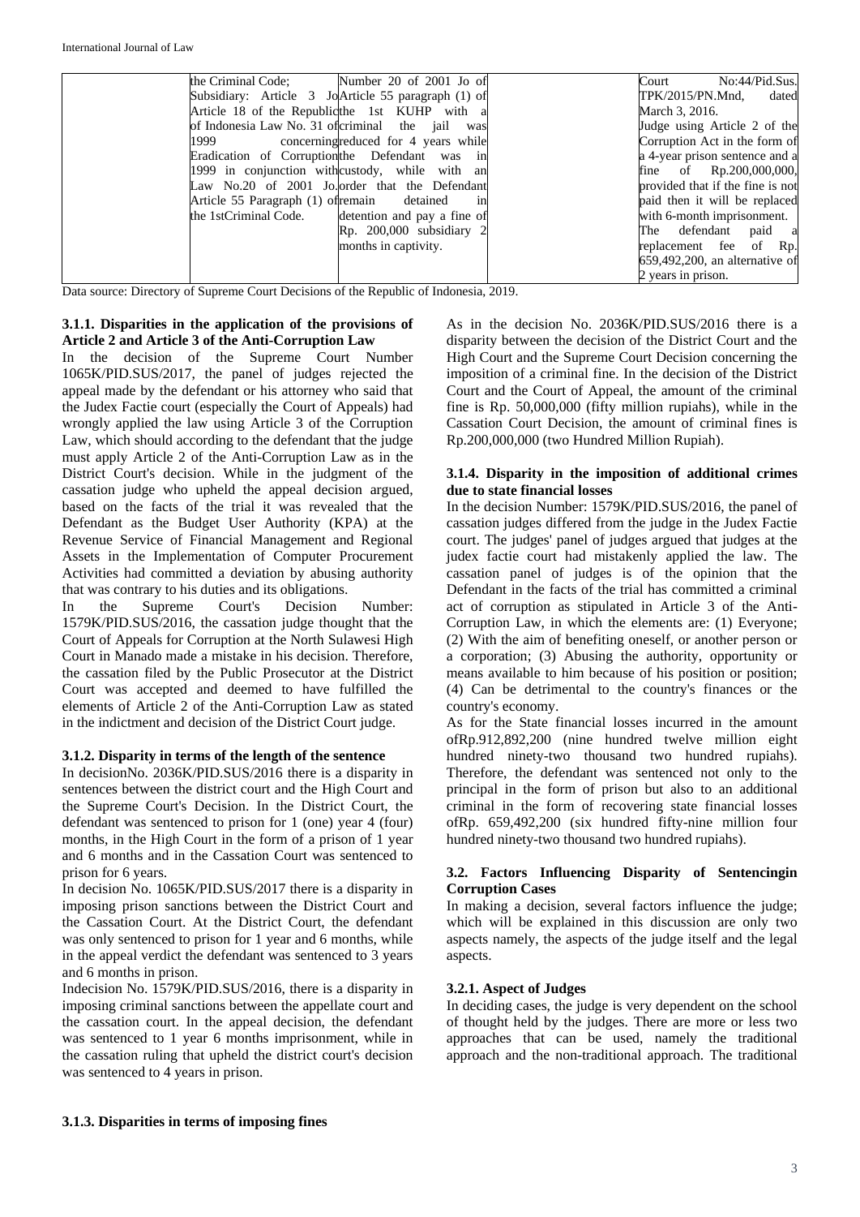| | the Criminal Code; Subsidiary: Article 3 Jo Article 18 of the Republic of Indonesia Law No. 31 of 1999 concerning Eradication of Corruption 1999 in conjunction with Law No.20 of 2001 Jo. Article 55 Paragraph (1) of the 1stCriminal Code. | Number 20 of 2001 Jo of Article 55 paragraph (1) of the 1st KUHP with a criminal the jail was reduced for 4 years while the Defendant was in custody, while with an order that the Defendant remain detained in detention and pay a fine of Rp. 200,000 subsidiary 2 months in captivity. | | Court No:44/Pid.Sus. TPK/2015/PN.Mnd, dated March 3, 2016. Judge using Article 2 of the Corruption Act in the form of a 4-year prison sentence and a fine of Rp.200,000,000, provided that if the fine is not paid then it will be replaced with 6-month imprisonment. The defendant paid a replacement fee of Rp. 659,492,200, an alternative of 2 years in prison. |
|---|---|---|---|---|

Data source: Directory of Supreme Court Decisions of the Republic of Indonesia, 2019.

### 3.1.1. Disparities in the application of the provisions of Article 2 and Article 3 of the Anti-Corruption Law

In the decision of the Supreme Court Number 1065K/PID.SUS/2017, the panel of judges rejected the appeal made by the defendant or his attorney who said that the Judex Factie court (especially the Court of Appeals) had wrongly applied the law using Article 3 of the Corruption Law, which should according to the defendant that the judge must apply Article 2 of the Anti-Corruption Law as in the District Court's decision. While in the judgment of the cassation judge who upheld the appeal decision argued, based on the facts of the trial it was revealed that the Defendant as the Budget User Authority (KPA) at the Revenue Service of Financial Management and Regional Assets in the Implementation of Computer Procurement Activities had committed a deviation by abusing authority that was contrary to his duties and its obligations.

In the Supreme Court's Decision Number: 1579K/PID.SUS/2016, the cassation judge thought that the Court of Appeals for Corruption at the North Sulawesi High Court in Manado made a mistake in his decision. Therefore, the cassation filed by the Public Prosecutor at the District Court was accepted and deemed to have fulfilled the elements of Article 2 of the Anti-Corruption Law as stated in the indictment and decision of the District Court judge.

### 3.1.2. Disparity in terms of the length of the sentence

In decisionNo. 2036K/PID.SUS/2016 there is a disparity in sentences between the district court and the High Court and the Supreme Court's Decision. In the District Court, the defendant was sentenced to prison for 1 (one) year 4 (four) months, in the High Court in the form of a prison of 1 year and 6 months and in the Cassation Court was sentenced to prison for 6 years.

In decision No. 1065K/PID.SUS/2017 there is a disparity in imposing prison sanctions between the District Court and the Cassation Court. At the District Court, the defendant was only sentenced to prison for 1 year and 6 months, while in the appeal verdict the defendant was sentenced to 3 years and 6 months in prison.

Indecision No. 1579K/PID.SUS/2016, there is a disparity in imposing criminal sanctions between the appellate court and the cassation court. In the appeal decision, the defendant was sentenced to 1 year 6 months imprisonment, while in the cassation ruling that upheld the district court's decision was sentenced to 4 years in prison.

### 3.1.3. Disparities in terms of imposing fines

As in the decision No. 2036K/PID.SUS/2016 there is a disparity between the decision of the District Court and the High Court and the Supreme Court Decision concerning the imposition of a criminal fine. In the decision of the District Court and the Court of Appeal, the amount of the criminal fine is Rp. 50,000,000 (fifty million rupiahs), while in the Cassation Court Decision, the amount of criminal fines is Rp.200,000,000 (two Hundred Million Rupiah).

### 3.1.4. Disparity in the imposition of additional crimes due to state financial losses

In the decision Number: 1579K/PID.SUS/2016, the panel of cassation judges differed from the judge in the Judex Factie court. The judges' panel of judges argued that judges at the judex factie court had mistakenly applied the law. The cassation panel of judges is of the opinion that the Defendant in the facts of the trial has committed a criminal act of corruption as stipulated in Article 3 of the Anti-Corruption Law, in which the elements are: (1) Everyone; (2) With the aim of benefiting oneself, or another person or a corporation; (3) Abusing the authority, opportunity or means available to him because of his position or position; (4) Can be detrimental to the country's finances or the country's economy.

As for the State financial losses incurred in the amount ofRp.912,892,200 (nine hundred twelve million eight hundred ninety-two thousand two hundred rupiahs). Therefore, the defendant was sentenced not only to the principal in the form of prison but also to an additional criminal in the form of recovering state financial losses ofRp. 659,492,200 (six hundred fifty-nine million four hundred ninety-two thousand two hundred rupiahs).

### 3.2. Factors Influencing Disparity of Sentencingin Corruption Cases

In making a decision, several factors influence the judge; which will be explained in this discussion are only two aspects namely, the aspects of the judge itself and the legal aspects.

### 3.2.1. Aspect of Judges

In deciding cases, the judge is very dependent on the school of thought held by the judges. There are more or less two approaches that can be used, namely the traditional approach and the non-traditional approach. The traditional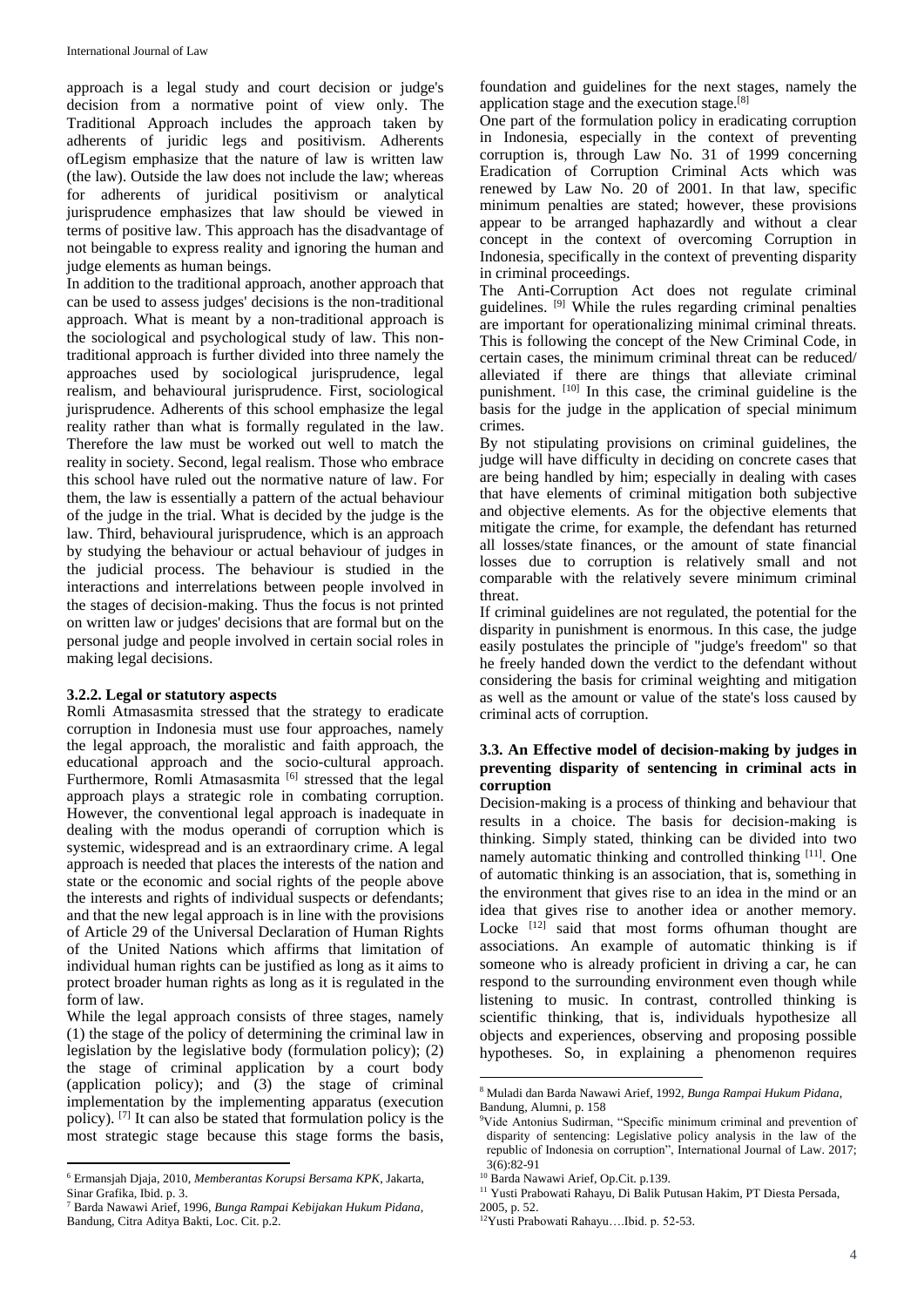approach is a legal study and court decision or judge's decision from a normative point of view only. The Traditional Approach includes the approach taken by adherents of juridic legs and positivism. Adherents ofLegism emphasize that the nature of law is written law (the law). Outside the law does not include the law; whereas for adherents of juridical positivism or analytical jurisprudence emphasizes that law should be viewed in terms of positive law. This approach has the disadvantage of not beingable to express reality and ignoring the human and judge elements as human beings.

In addition to the traditional approach, another approach that can be used to assess judges' decisions is the non-traditional approach. What is meant by a non-traditional approach is the sociological and psychological study of law. This non-traditional approach is further divided into three namely the approaches used by sociological jurisprudence, legal realism, and behavioural jurisprudence. First, sociological jurisprudence. Adherents of this school emphasize the legal reality rather than what is formally regulated in the law. Therefore the law must be worked out well to match the reality in society. Second, legal realism. Those who embrace this school have ruled out the normative nature of law. For them, the law is essentially a pattern of the actual behaviour of the judge in the trial. What is decided by the judge is the law. Third, behavioural jurisprudence, which is an approach by studying the behaviour or actual behaviour of judges in the judicial process. The behaviour is studied in the interactions and interrelations between people involved in the stages of decision-making. Thus the focus is not printed on written law or judges' decisions that are formal but on the personal judge and people involved in certain social roles in making legal decisions.

### 3.2.2. Legal or statutory aspects

Romli Atmasasmita stressed that the strategy to eradicate corruption in Indonesia must use four approaches, namely the legal approach, the moralistic and faith approach, the educational approach and the socio-cultural approach. Furthermore, Romli Atmasasmita [6] stressed that the legal approach plays a strategic role in combating corruption. However, the conventional legal approach is inadequate in dealing with the modus operandi of corruption which is systemic, widespread and is an extraordinary crime. A legal approach is needed that places the interests of the nation and state or the economic and social rights of the people above the interests and rights of individual suspects or defendants; and that the new legal approach is in line with the provisions of Article 29 of the Universal Declaration of Human Rights of the United Nations which affirms that limitation of individual human rights can be justified as long as it aims to protect broader human rights as long as it is regulated in the form of law.

While the legal approach consists of three stages, namely (1) the stage of the policy of determining the criminal law in legislation by the legislative body (formulation policy); (2) the stage of criminal application by a court body (application policy); and (3) the stage of criminal implementation by the implementing apparatus (execution policy). [7] It can also be stated that formulation policy is the most strategic stage because this stage forms the basis, foundation and guidelines for the next stages, namely the application stage and the execution stage.[8]

One part of the formulation policy in eradicating corruption in Indonesia, especially in the context of preventing corruption is, through Law No. 31 of 1999 concerning Eradication of Corruption Criminal Acts which was renewed by Law No. 20 of 2001. In that law, specific minimum penalties are stated; however, these provisions appear to be arranged haphazardly and without a clear concept in the context of overcoming Corruption in Indonesia, specifically in the context of preventing disparity in criminal proceedings.

The Anti-Corruption Act does not regulate criminal guidelines. [9] While the rules regarding criminal penalties are important for operationalizing minimal criminal threats. This is following the concept of the New Criminal Code, in certain cases, the minimum criminal threat can be reduced/ alleviated if there are things that alleviate criminal punishment. [10] In this case, the criminal guideline is the basis for the judge in the application of special minimum crimes.

By not stipulating provisions on criminal guidelines, the judge will have difficulty in deciding on concrete cases that are being handled by him; especially in dealing with cases that have elements of criminal mitigation both subjective and objective elements. As for the objective elements that mitigate the crime, for example, the defendant has returned all losses/state finances, or the amount of state financial losses due to corruption is relatively small and not comparable with the relatively severe minimum criminal threat.

If criminal guidelines are not regulated, the potential for the disparity in punishment is enormous. In this case, the judge easily postulates the principle of "judge's freedom" so that he freely handed down the verdict to the defendant without considering the basis for criminal weighting and mitigation as well as the amount or value of the state's loss caused by criminal acts of corruption.

## 3.3. An Effective model of decision-making by judges in preventing disparity of sentencing in criminal acts in corruption

Decision-making is a process of thinking and behaviour that results in a choice. The basis for decision-making is thinking. Simply stated, thinking can be divided into two namely automatic thinking and controlled thinking [11]. One of automatic thinking is an association, that is, something in the environment that gives rise to an idea in the mind or an idea that gives rise to another idea or another memory. Locke [12] said that most forms ofhuman thought are associations. An example of automatic thinking is if someone who is already proficient in driving a car, he can respond to the surrounding environment even though while listening to music. In contrast, controlled thinking is scientific thinking, that is, individuals hypothesize all objects and experiences, observing and proposing possible hypotheses. So, in explaining a phenomenon requires

---

6 Ermansjah Djaja, 2010, *Memberantas Korupsi Bersama KPK*, Jakarta, Sinar Grafika, Ibid. p. 3.

7 Barda Nawawi Arief, 1996, *Bunga Rampai Kebijakan Hukum Pidana*, Bandung, Citra Aditya Bakti, Loc. Cit. p.2.

8 Muladi dan Barda Nawawi Arief, 1992, *Bunga Rampai Hukum Pidana*, Bandung, Alumni, p. 158

9 Vide Antonius Sudirman, "Specific minimum criminal and prevention of disparity of sentencing: Legislative policy analysis in the law of the republic of Indonesia on corruption", International Journal of Law. 2017; 3(6):82-91

10 Barda Nawawi Arief, Op.Cit. p.139.

11 Yusti Prabowati Rahayu, Di Balik Putusan Hakim, PT Diesta Persada, 2005, p. 52.

12 Yusti Prabowati Rahayu….Ibid. p. 52-53.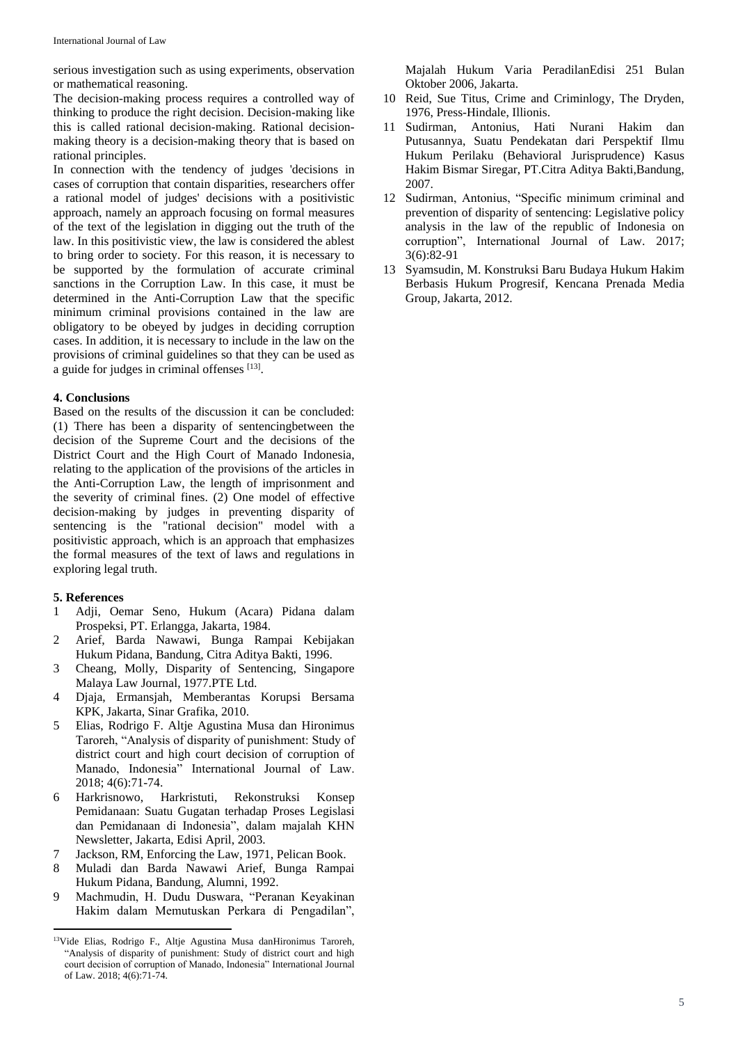serious investigation such as using experiments, observation or mathematical reasoning.

The decision-making process requires a controlled way of thinking to produce the right decision. Decision-making like this is called rational decision-making. Rational decision-making theory is a decision-making theory that is based on rational principles.

In connection with the tendency of judges 'decisions in cases of corruption that contain disparities, researchers offer a rational model of judges' decisions with a positivistic approach, namely an approach focusing on formal measures of the text of the legislation in digging out the truth of the law. In this positivistic view, the law is considered the ablest to bring order to society. For this reason, it is necessary to be supported by the formulation of accurate criminal sanctions in the Corruption Law. In this case, it must be determined in the Anti-Corruption Law that the specific minimum criminal provisions contained in the law are obligatory to be obeyed by judges in deciding corruption cases. In addition, it is necessary to include in the law on the provisions of criminal guidelines so that they can be used as a guide for judges in criminal offenses [13].

### 4. Conclusions

Based on the results of the discussion it can be concluded: (1) There has been a disparity of sentencingbetween the decision of the Supreme Court and the decisions of the District Court and the High Court of Manado Indonesia, relating to the application of the provisions of the articles in the Anti-Corruption Law, the length of imprisonment and the severity of criminal fines. (2) One model of effective decision-making by judges in preventing disparity of sentencing is the "rational decision" model with a positivistic approach, which is an approach that emphasizes the formal measures of the text of laws and regulations in exploring legal truth.

### 5. References

1. Adji, Oemar Seno, Hukum (Acara) Pidana dalam Prospeksi, PT. Erlangga, Jakarta, 1984.
2. Arief, Barda Nawawi, Bunga Rampai Kebijakan Hukum Pidana, Bandung, Citra Aditya Bakti, 1996.
3. Cheang, Molly, Disparity of Sentencing, Singapore Malaya Law Journal, 1977.PTE Ltd.
4. Djaja, Ermansjah, Memberantas Korupsi Bersama KPK, Jakarta, Sinar Grafika, 2010.
5. Elias, Rodrigo F. Altje Agustina Musa dan Hironimus Taroreh, "Analysis of disparity of punishment: Study of district court and high court decision of corruption of Manado, Indonesia" International Journal of Law. 2018; 4(6):71-74.
6. Harkrisnowo, Harkristuti, Rekonstruksi Konsep Pemidanaan: Suatu Gugatan terhadap Proses Legislasi dan Pemidanaan di Indonesia", dalam majalah KHN Newsletter, Jakarta, Edisi April, 2003.
7. Jackson, RM, Enforcing the Law, 1971, Pelican Book.
8. Muladi dan Barda Nawawi Arief, Bunga Rampai Hukum Pidana, Bandung, Alumni, 1992.
9. Machmudin, H. Dudu Duswara, "Peranan Keyakinan Hakim dalam Memutuskan Perkara di Pengadilan", Majalah Hukum Varia PeradilanEdisi 251 Bulan Oktober 2006, Jakarta.
10. Reid, Sue Titus, Crime and Criminlogy, The Dryden, 1976, Press-Hindale, Illionis.
11. Sudirman, Antonius, Hati Nurani Hakim dan Putusannya, Suatu Pendekatan dari Perspektif Ilmu Hukum Perilaku (Behavioral Jurisprudence) Kasus Hakim Bismar Siregar, PT.Citra Aditya Bakti,Bandung, 2007.
12. Sudirman, Antonius, "Specific minimum criminal and prevention of disparity of sentencing: Legislative policy analysis in the law of the republic of Indonesia on corruption", International Journal of Law. 2017; 3(6):82-91
13. Syamsudin, M. Konstruksi Baru Budaya Hukum Hakim Berbasis Hukum Progresif, Kencana Prenada Media Group, Jakarta, 2012.

---

[13] Vide Elias, Rodrigo F., Altje Agustina Musa danHironimus Taroreh, "Analysis of disparity of punishment: Study of district court and high court decision of corruption of Manado, Indonesia" International Journal of Law. 2018; 4(6):71-74.